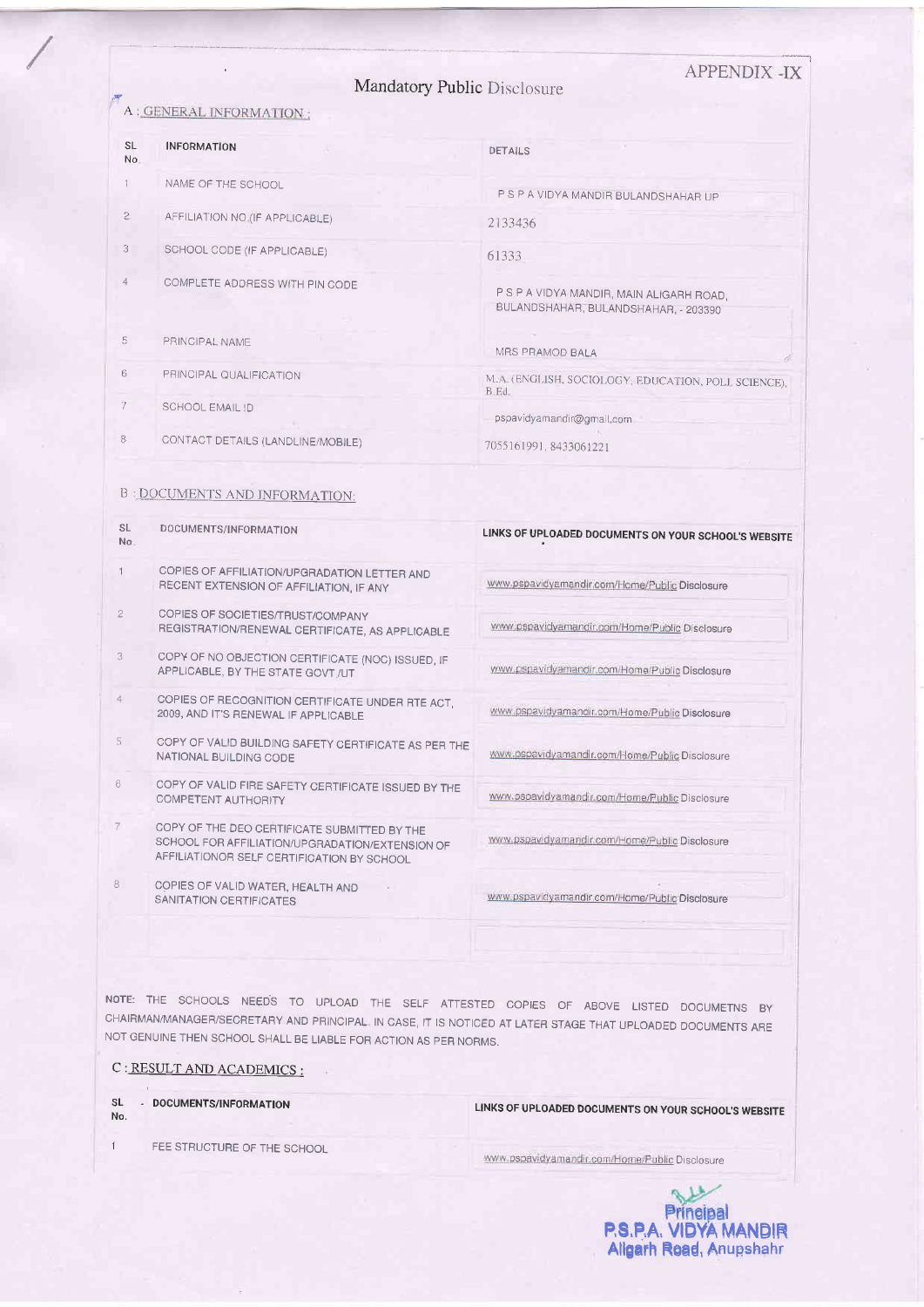APPENDIX -IX

# Mandatory Public Disclosure

## A : GENERAL INFORMATION :

| SL No. | INFORMATION | DETAILS |
|---|---|---|
| 1 | NAME OF THE SCHOOL | P S P A VIDYA MANDIR BULANDSHAHAR UP |
| 2 | AFFILIATION NO.(IF APPLICABLE) | 2133436 |
| 3 | SCHOOL CODE (IF APPLICABLE) | 61333 |
| 4 | COMPLETE ADDRESS WITH PIN CODE | P S P A VIDYA MANDIR, MAIN ALIGARH ROAD, BULANDSHAHAR, BULANDSHAHAR, - 203390 |
| 5 | PRINCIPAL NAME | MRS PRAMOD BALA |
| 6 | PRINCIPAL QUALIFICATION | M.A. (ENGLISH, SOCIOLOGY, EDUCATION, POLI. SCIENCE), B.Ed. |
| 7 | SCHOOL EMAIL ID | pspavidyamandir@gmail.com |
| 8 | CONTACT DETAILS (LANDLINE/MOBILE) | 7055161991, 8433061221 |

## B : DOCUMENTS AND INFORMATION:

| SL No. | DOCUMENTS/INFORMATION | LINKS OF UPLOADED DOCUMENTS ON YOUR SCHOOL'S WEBSITE |
|---|---|---|
| 1 | COPIES OF AFFILIATION/UPGRADATION LETTER AND RECENT EXTENSION OF AFFILIATION, IF ANY | www.pspavidyamandir.com/Home/Public Disclosure |
| 2 | COPIES OF SOCIETIES/TRUST/COMPANY REGISTRATION/RENEWAL CERTIFICATE, AS APPLICABLE | www.pspavidyamandir.com/Home/Public Disclosure |
| 3 | COPY OF NO OBJECTION CERTIFICATE (NOC) ISSUED, IF APPLICABLE, BY THE STATE GOVT./UT | www.pspavidyamandir.com/Home/Public Disclosure |
| 4 | COPIES OF RECOGNITION CERTIFICATE UNDER RTE ACT, 2009, AND IT'S RENEWAL IF APPLICABLE | www.pspavidyamandir.com/Home/Public Disclosure |
| 5 | COPY OF VALID BUILDING SAFETY CERTIFICATE AS PER THE NATIONAL BUILDING CODE | www.pspavidyamandir.com/Home/Public Disclosure |
| 6 | COPY OF VALID FIRE SAFETY CERTIFICATE ISSUED BY THE COMPETENT AUTHORITY | www.pspavidyamandir.com/Home/Public Disclosure |
| 7 | COPY OF THE DEO CERTIFICATE SUBMITTED BY THE SCHOOL FOR AFFILIATION/UPGRADATION/EXTENSION OF AFFILIATIONOR SELF CERTIFICATION BY SCHOOL | www.pspavidyamandir.com/Home/Public Disclosure |
| 8 | COPIES OF VALID WATER, HEALTH AND SANITATION CERTIFICATES | www.pspavidyamandir.com/Home/Public Disclosure |

NOTE: THE SCHOOLS NEEDS TO UPLOAD THE SELF ATTESTED COPIES OF ABOVE LISTED DOCUMETNS BY CHAIRMAN/MANAGER/SECRETARY AND PRINCIPAL. IN CASE, IT IS NOTICED AT LATER STAGE THAT UPLOADED DOCUMENTS ARE NOT GENUINE THEN SCHOOL SHALL BE LIABLE FOR ACTION AS PER NORMS.

## C : RESULT AND ACADEMICS :

| SL No. | DOCUMENTS/INFORMATION | LINKS OF UPLOADED DOCUMENTS ON YOUR SCHOOL'S WEBSITE |
|---|---|---|
| 1 | FEE STRUCTURE OF THE SCHOOL | www.pspavidyamandir.com/Home/Public Disclosure |

Principal
P.S.P.A. VIDYA MANDIR
Aligarh Road, Anupshahr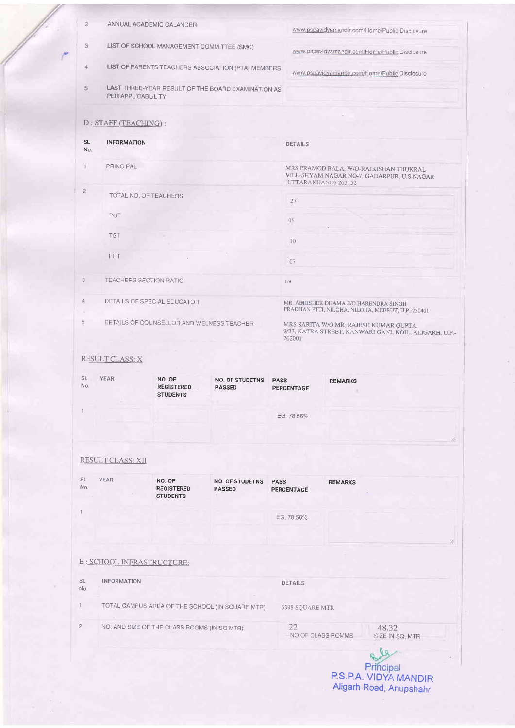| | | |
|---|---|---|
| 2 | ANNUAL ACADEMIC CALANDER | www.pspavidyamandir.com/Home/Public Disclosure |
| 3 | LIST OF SCHOOL MANAGEMENT COMMITTEE (SMC) | www.pspavidyamandir.com/Home/Public Disclosure |
| 4 | LIST OF PARENTS TEACHERS ASSOCIATION (PTA) MEMBERS | www.pspavidyamandir.com/Home/Public Disclosure |
| 5 | LAST THREE-YEAR RESULT OF THE BOARD EXAMINATION AS PER APPLICABLILITY | |

## D : STAFF (TEACHING) :

| SL No. | INFORMATION | DETAILS |
|---|---|---|
| 1 | PRINCIPAL | MRS PRAMOD BALA, W/O-RAJKISHAN THUKRAL VILL-SHYAM NAGAR NO-7, GADARPUR, U.S.NAGAR (UTTARAKHAND)-263152 |
| 2 | TOTAL NO. OF TEACHERS | 27 |
| | PGT | 05 |
| | TGT | 10 |
| | PRT | 07 |
| 3 | TEACHERS SECTION RATIO | 1.9 |
| 4 | DETAILS OF SPECIAL EDUCATOR | MR. ABHISHEK DHAMA S/O HARENDRA SINGH PRADHAN PTTI, NILOHA, NILOHA, MEERUT, U.P.-250401 |
| 5 | DETAILS OF COUNSELLOR AND WELNESS TEACHER | MRS SARITA W/O MR. RAJESH KUMAR GUPTA, 9/37, KATRA STREET, KANWARI GANJ, KOIL, ALIGARH, U.P.-202001 |

## RESULT CLASS: X

| SL No. | YEAR | NO. OF REGISTERED STUDENTS | NO. OF STUDETNS PASSED | PASS PERCENTAGE | REMARKS |
|---|---|---|---|---|---|
| 1 | | | | EG. 78.56% | |

## RESULT CLASS: XII

| SL No. | YEAR | NO. OF REGISTERED STUDENTS | NO. OF STUDETNS PASSED | PASS PERCENTAGE | REMARKS |
|---|---|---|---|---|---|
| 1 | | | | EG. 78.56% | |

## E : SCHOOL INFRASTRUCTURE:

| SL No. | INFORMATION | DETAILS | |
|---|---|---|---|
| 1 | TOTAL CAMPUS AREA OF THE SCHOOL (IN SQUARE MTR) | 6398 SQUARE MTR | |
| 2 | NO. AND SIZE OF THE CLASS ROOMS (IN SQ MTR) | 22 NO OF CLASS ROMMS | 48.32 SIZE IN SQ. MTR |

Principal
P.S.P.A. VIDYA MANDIR
Aligarh Road, Anupshahr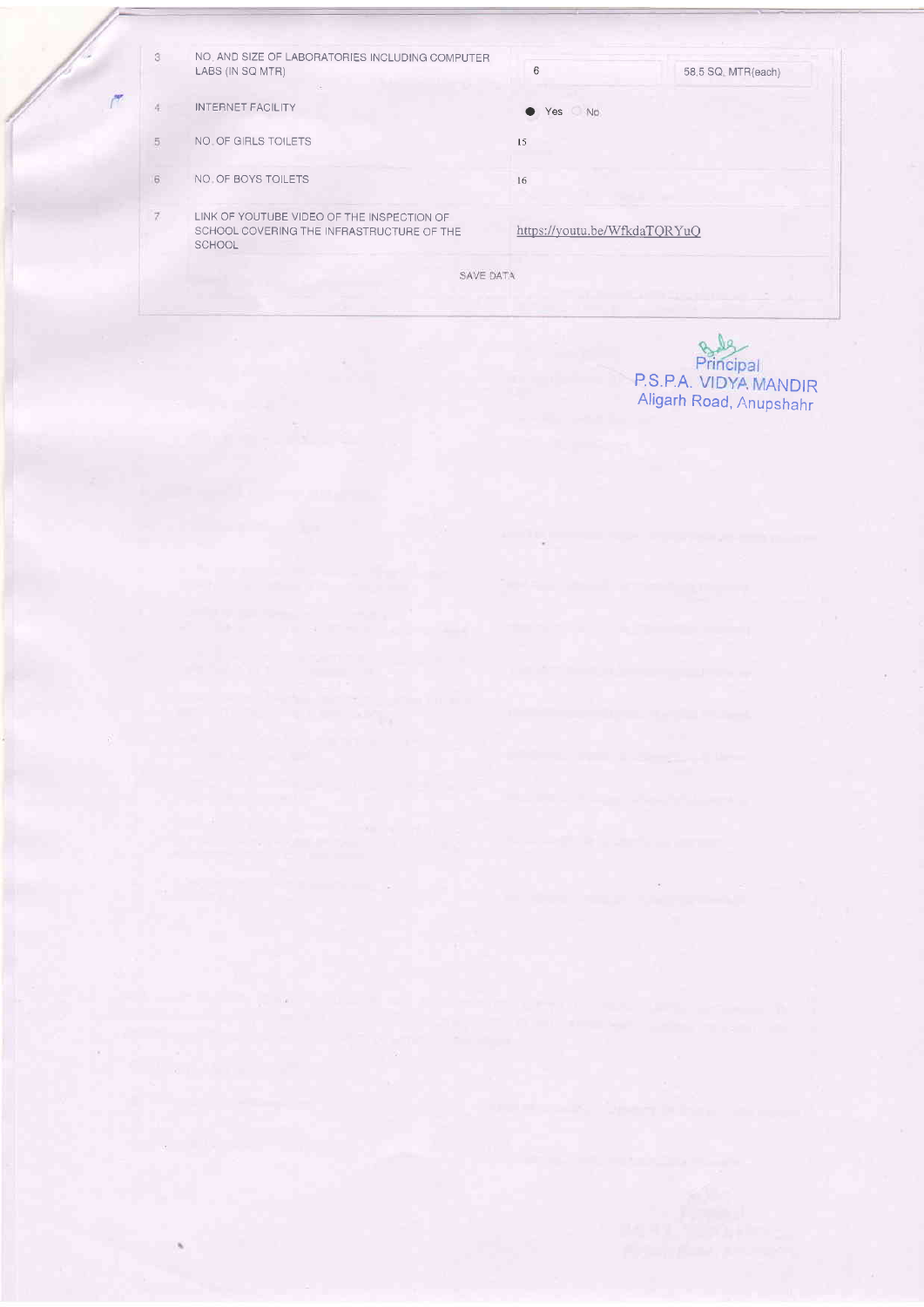| | | | |
|---|---|---|---|
| 3 | NO. AND SIZE OF LABORATORIES INCLUDING COMPUTER LABS (IN SQ MTR) | 6 | 58.5 SQ. MTR(each) |
| 4 | INTERNET FACILITY | ● Yes ○ No | |
| 5 | NO. OF GIRLS TOILETS | 15 | |
| 6 | NO. OF BOYS TOILETS | 16 | |
| 7 | LINK OF YOUTUBE VIDEO OF THE INSPECTION OF SCHOOL COVERING THE INFRASTRUCTURE OF THE SCHOOL | https://youtu.be/WfkdaTORYuQ | |

SAVE DATA

Principal
P.S.P.A. VIDYA MANDIR
Aligarh Road, Anupshahr